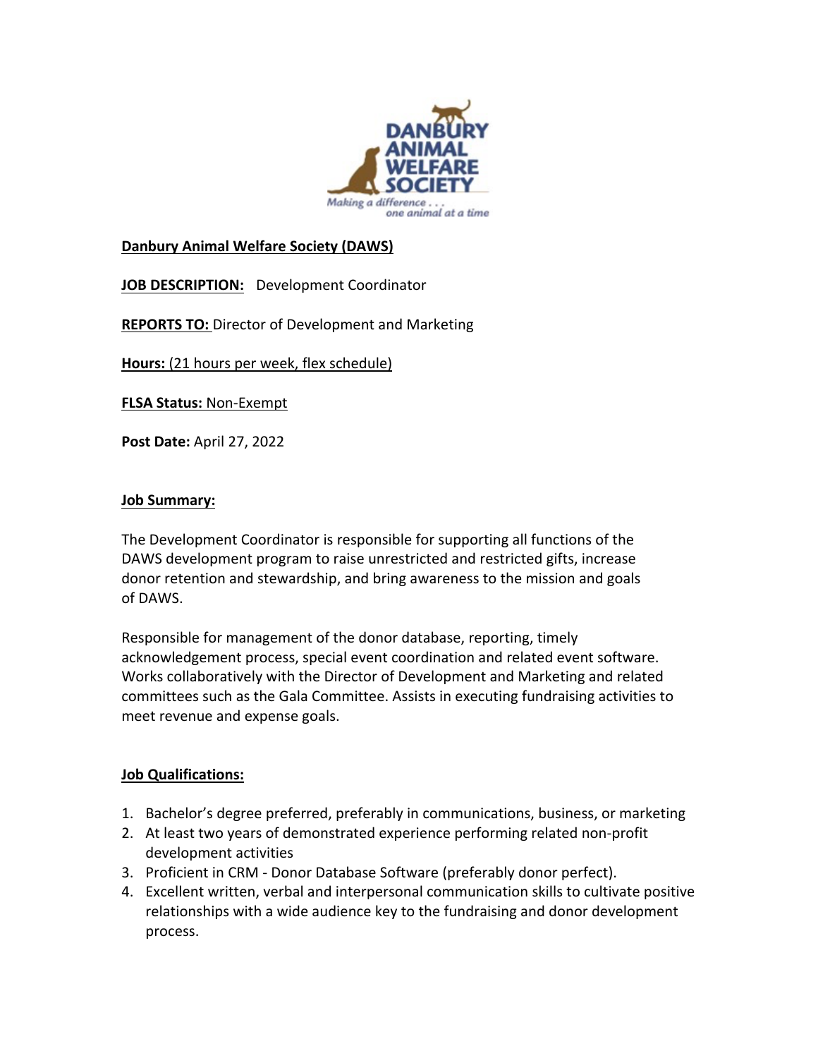**Danbury Animal Welfare Society (DAWS)**

**JOB DESCRIPTION:** Development Coordinator

**REPORTS TO:** Director of Development and Marketing

**Hours:** (21 hours per week, flex schedule)

**FLSA Status:** Non-Exempt

**Post Date:** April 27, 2022

**Job Summary:**

The Development Coordinator is responsible for supporting all functions of the DAWS development program to raise unrestricted and restricted gifts, increase donor retention and stewardship, and bring awareness to the mission and goals of DAWS.

Responsible for management of the donor database, reporting, timely acknowledgement process, special event coordination and related event software. Works collaboratively with the Director of Development and Marketing and related committees such as the Gala Committee. Assists in executing fundraising activities to meet revenue and expense goals.

**Job Qualifications:**

1. Bachelor's degree preferred, preferably in communications, business, or marketing
2. At least two years of demonstrated experience performing related non-profit development activities
3. Proficient in CRM - Donor Database Software (preferably donor perfect).
4. Excellent written, verbal and interpersonal communication skills to cultivate positive relationships with a wide audience key to the fundraising and donor development process.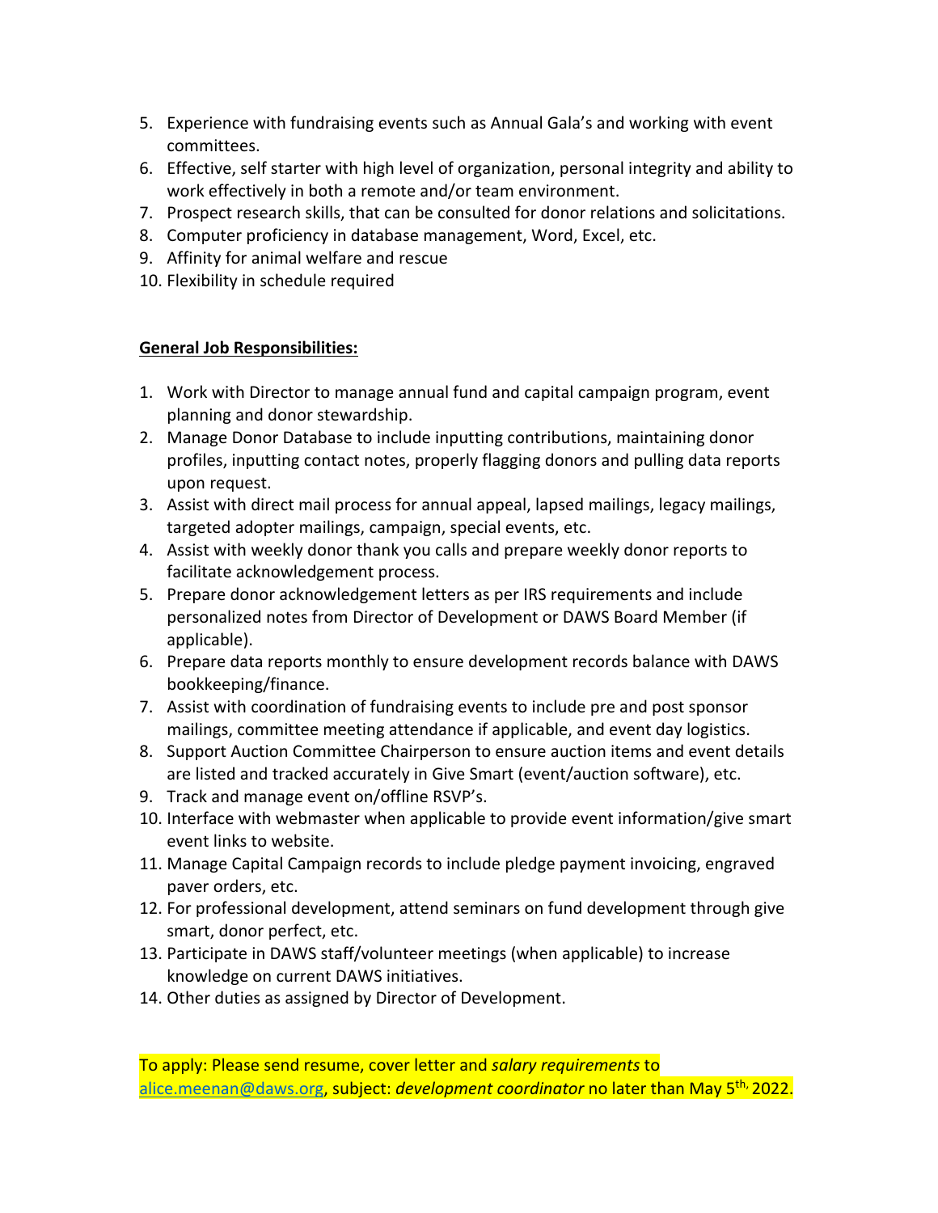5. Experience with fundraising events such as Annual Gala's and working with event committees.
6. Effective, self starter with high level of organization, personal integrity and ability to work effectively in both a remote and/or team environment.
7. Prospect research skills, that can be consulted for donor relations and solicitations.
8. Computer proficiency in database management, Word, Excel, etc.
9. Affinity for animal welfare and rescue
10. Flexibility in schedule required

**General Job Responsibilities:**

1. Work with Director to manage annual fund and capital campaign program, event planning and donor stewardship.
2. Manage Donor Database to include inputting contributions, maintaining donor profiles, inputting contact notes, properly flagging donors and pulling data reports upon request.
3. Assist with direct mail process for annual appeal, lapsed mailings, legacy mailings, targeted adopter mailings, campaign, special events, etc.
4. Assist with weekly donor thank you calls and prepare weekly donor reports to facilitate acknowledgement process.
5. Prepare donor acknowledgement letters as per IRS requirements and include personalized notes from Director of Development or DAWS Board Member (if applicable).
6. Prepare data reports monthly to ensure development records balance with DAWS bookkeeping/finance.
7. Assist with coordination of fundraising events to include pre and post sponsor mailings, committee meeting attendance if applicable, and event day logistics.
8. Support Auction Committee Chairperson to ensure auction items and event details are listed and tracked accurately in Give Smart (event/auction software), etc.
9. Track and manage event on/offline RSVP's.
10. Interface with webmaster when applicable to provide event information/give smart event links to website.
11. Manage Capital Campaign records to include pledge payment invoicing, engraved paver orders, etc.
12. For professional development, attend seminars on fund development through give smart, donor perfect, etc.
13. Participate in DAWS staff/volunteer meetings (when applicable) to increase knowledge on current DAWS initiatives.
14. Other duties as assigned by Director of Development.

To apply: Please send resume, cover letter and *salary requirements* to alice.meenan@daws.org, subject: *development coordinator* no later than May 5th, 2022.